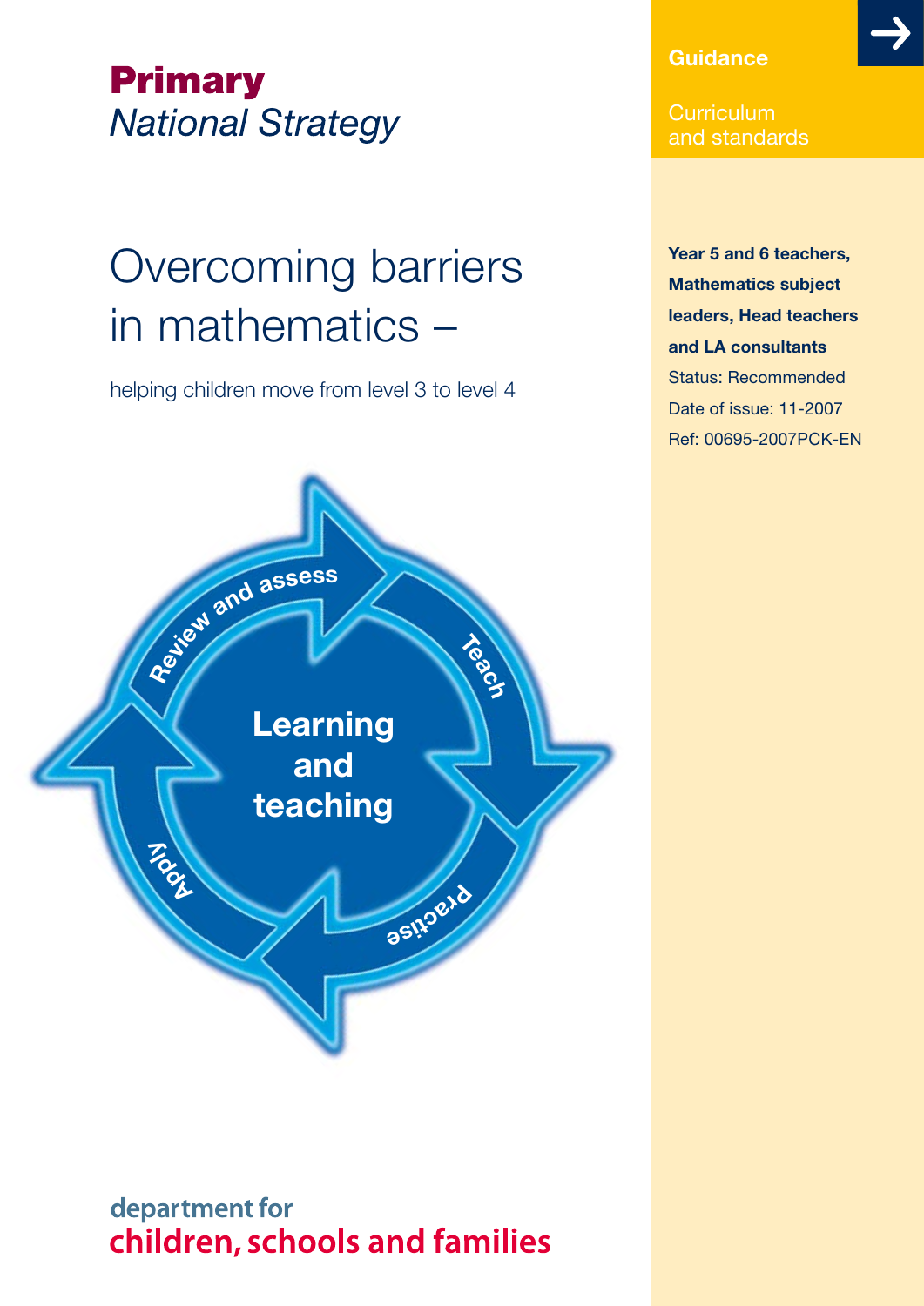**Primary**
*National Strategy*

# Overcoming barriers in mathematics –

helping children move from level 3 to level 4

Review and assess

Teach

Practise

Apply

Learning and teaching

department for
children, schools and families

**Guidance**

Curriculum and standards

**Year 5 and 6 teachers, Mathematics subject leaders, Head teachers and LA consultants**

Status: Recommended

Date of issue: 11-2007

Ref: 00695-2007PCK-EN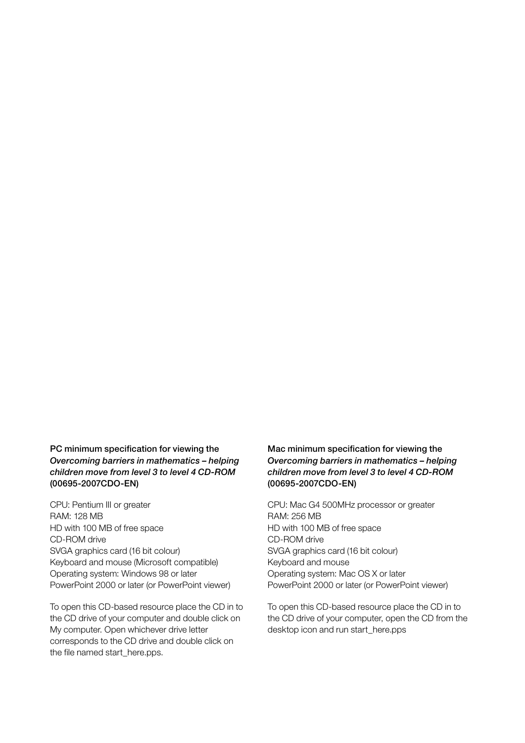**PC minimum specification for viewing the *Overcoming barriers in mathematics – helping children move from level 3 to level 4 CD-ROM* (00695-2007CDO-EN)**

CPU: Pentium III or greater
RAM: 128 MB
HD with 100 MB of free space
CD-ROM drive
SVGA graphics card (16 bit colour)
Keyboard and mouse (Microsoft compatible)
Operating system: Windows 98 or later
PowerPoint 2000 or later (or PowerPoint viewer)

To open this CD-based resource place the CD in to the CD drive of your computer and double click on My computer. Open whichever drive letter corresponds to the CD drive and double click on the file named start_here.pps.

**Mac minimum specification for viewing the *Overcoming barriers in mathematics – helping children move from level 3 to level 4 CD-ROM* (00695-2007CDO-EN)**

CPU: Mac G4 500MHz processor or greater
RAM: 256 MB
HD with 100 MB of free space
CD-ROM drive
SVGA graphics card (16 bit colour)
Keyboard and mouse
Operating system: Mac OS X or later
PowerPoint 2000 or later (or PowerPoint viewer)

To open this CD-based resource place the CD in to the CD drive of your computer, open the CD from the desktop icon and run start_here.pps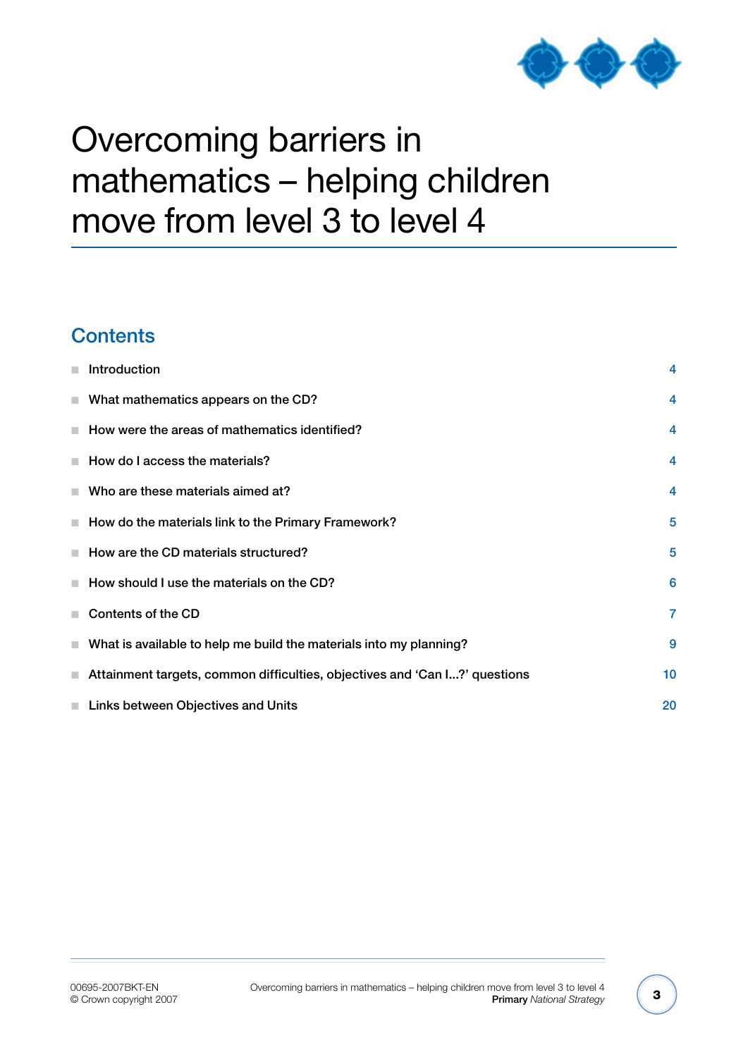# Overcoming barriers in mathematics – helping children move from level 3 to level 4

## Contents

- Introduction 4
- What mathematics appears on the CD? 4
- How were the areas of mathematics identified? 4
- How do I access the materials? 4
- Who are these materials aimed at? 4
- How do the materials link to the Primary Framework? 5
- How are the CD materials structured? 5
- How should I use the materials on the CD? 6
- Contents of the CD 7
- What is available to help me build the materials into my planning? 9
- Attainment targets, common difficulties, objectives and 'Can I...?' questions 10
- Links between Objectives and Units 20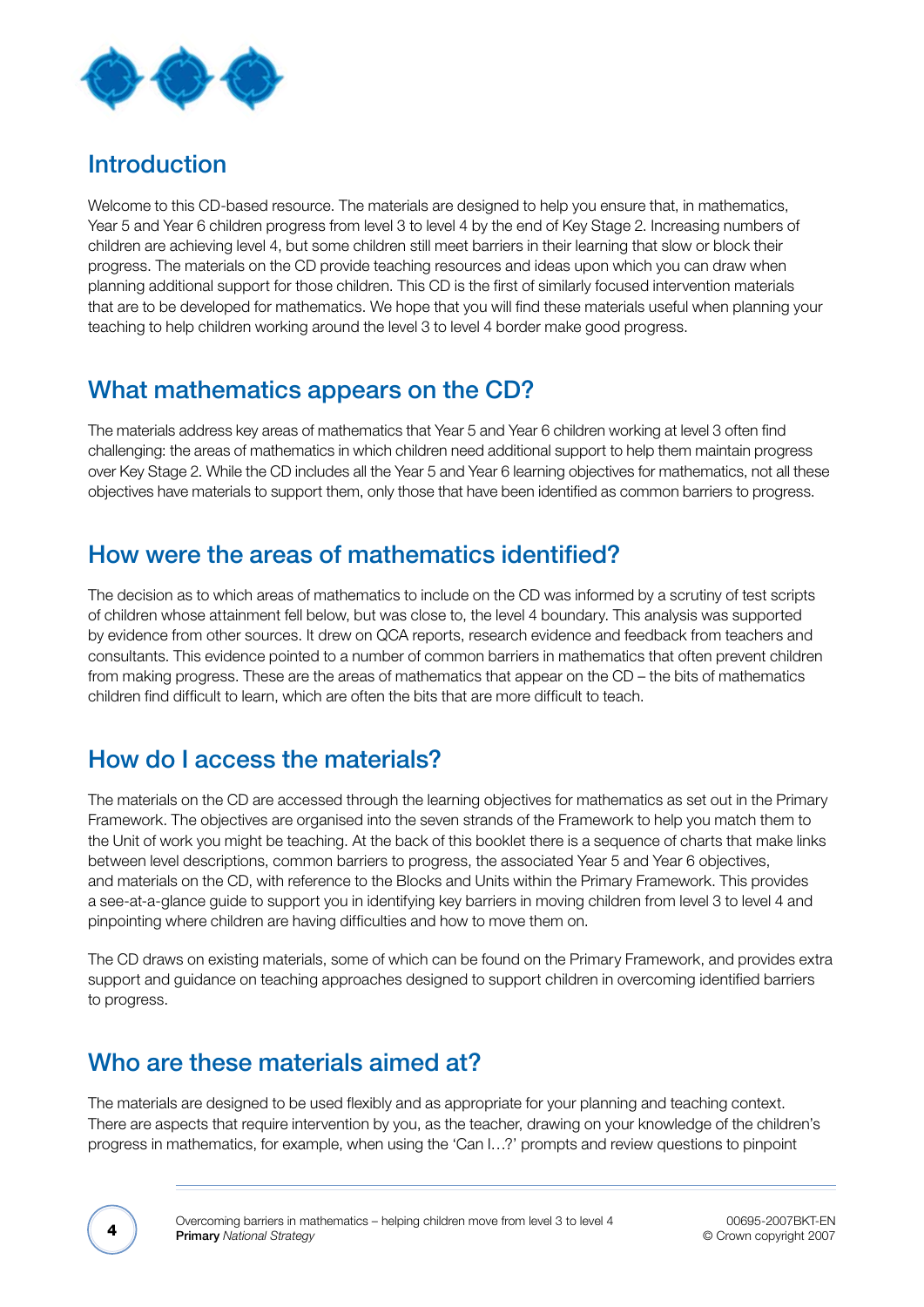## Introduction

Welcome to this CD-based resource. The materials are designed to help you ensure that, in mathematics, Year 5 and Year 6 children progress from level 3 to level 4 by the end of Key Stage 2. Increasing numbers of children are achieving level 4, but some children still meet barriers in their learning that slow or block their progress. The materials on the CD provide teaching resources and ideas upon which you can draw when planning additional support for those children. This CD is the first of similarly focused intervention materials that are to be developed for mathematics. We hope that you will find these materials useful when planning your teaching to help children working around the level 3 to level 4 border make good progress.

## What mathematics appears on the CD?

The materials address key areas of mathematics that Year 5 and Year 6 children working at level 3 often find challenging: the areas of mathematics in which children need additional support to help them maintain progress over Key Stage 2. While the CD includes all the Year 5 and Year 6 learning objectives for mathematics, not all these objectives have materials to support them, only those that have been identified as common barriers to progress.

## How were the areas of mathematics identified?

The decision as to which areas of mathematics to include on the CD was informed by a scrutiny of test scripts of children whose attainment fell below, but was close to, the level 4 boundary. This analysis was supported by evidence from other sources. It drew on QCA reports, research evidence and feedback from teachers and consultants. This evidence pointed to a number of common barriers in mathematics that often prevent children from making progress. These are the areas of mathematics that appear on the CD – the bits of mathematics children find difficult to learn, which are often the bits that are more difficult to teach.

## How do I access the materials?

The materials on the CD are accessed through the learning objectives for mathematics as set out in the Primary Framework. The objectives are organised into the seven strands of the Framework to help you match them to the Unit of work you might be teaching. At the back of this booklet there is a sequence of charts that make links between level descriptions, common barriers to progress, the associated Year 5 and Year 6 objectives, and materials on the CD, with reference to the Blocks and Units within the Primary Framework. This provides a see-at-a-glance guide to support you in identifying key barriers in moving children from level 3 to level 4 and pinpointing where children are having difficulties and how to move them on.

The CD draws on existing materials, some of which can be found on the Primary Framework, and provides extra support and guidance on teaching approaches designed to support children in overcoming identified barriers to progress.

## Who are these materials aimed at?

The materials are designed to be used flexibly and as appropriate for your planning and teaching context. There are aspects that require intervention by you, as the teacher, drawing on your knowledge of the children's progress in mathematics, for example, when using the 'Can I…?' prompts and review questions to pinpoint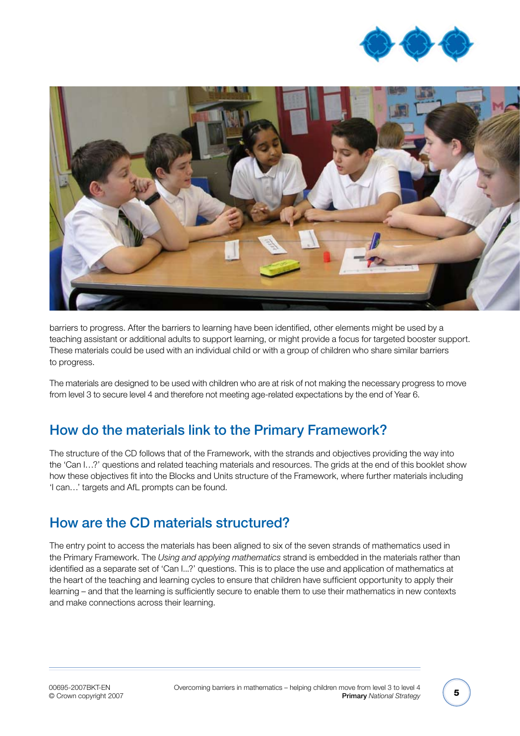barriers to progress. After the barriers to learning have been identified, other elements might be used by a teaching assistant or additional adults to support learning, or might provide a focus for targeted booster support. These materials could be used with an individual child or with a group of children who share similar barriers to progress.

The materials are designed to be used with children who are at risk of not making the necessary progress to move from level 3 to secure level 4 and therefore not meeting age-related expectations by the end of Year 6.

## How do the materials link to the Primary Framework?

The structure of the CD follows that of the Framework, with the strands and objectives providing the way into the 'Can I…?' questions and related teaching materials and resources. The grids at the end of this booklet show how these objectives fit into the Blocks and Units structure of the Framework, where further materials including 'I can…' targets and AfL prompts can be found.

## How are the CD materials structured?

The entry point to access the materials has been aligned to six of the seven strands of mathematics used in the Primary Framework. The *Using and applying mathematics* strand is embedded in the materials rather than identified as a separate set of 'Can I...?' questions. This is to place the use and application of mathematics at the heart of the teaching and learning cycles to ensure that children have sufficient opportunity to apply their learning – and that the learning is sufficiently secure to enable them to use their mathematics in new contexts and make connections across their learning.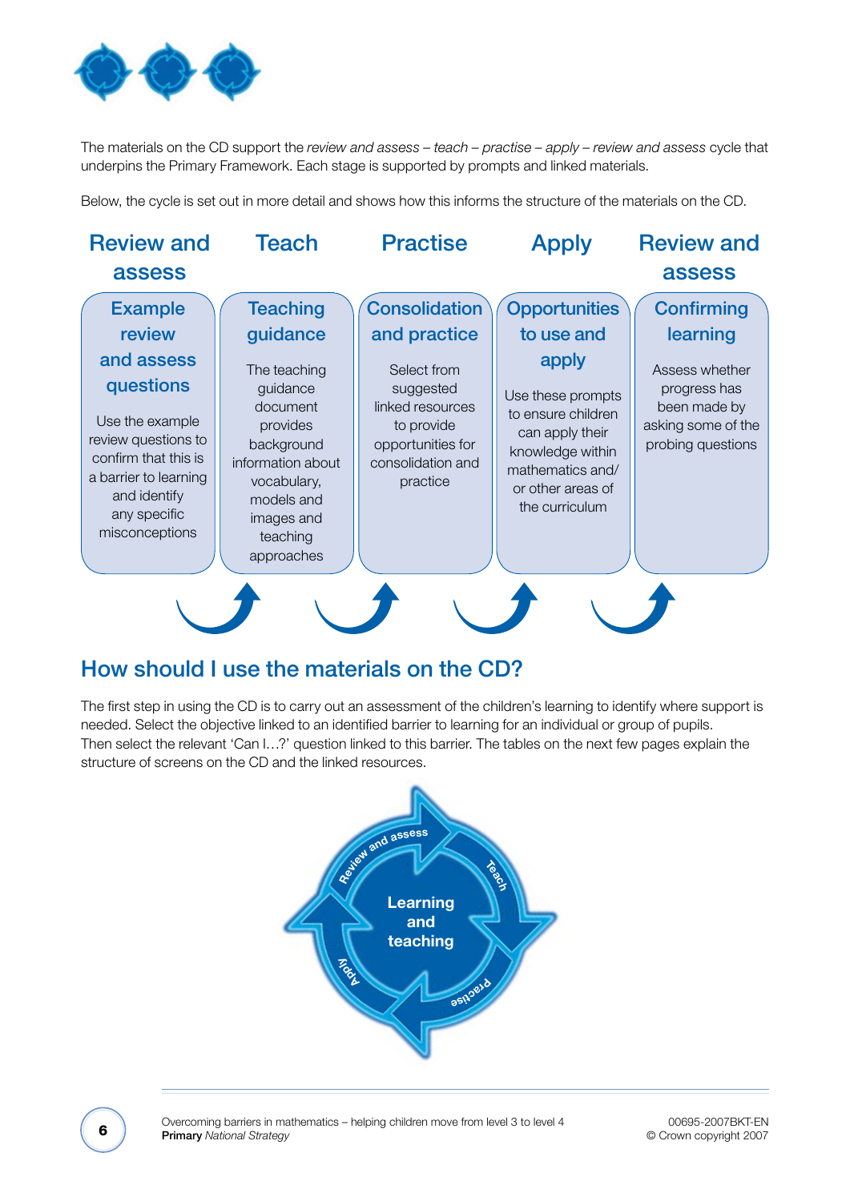The materials on the CD support the *review and assess – teach – practise – apply – review and assess* cycle that underpins the Primary Framework. Each stage is supported by prompts and linked materials.

Below, the cycle is set out in more detail and shows how this informs the structure of the materials on the CD.

| Review and assess | Teach | Practise | Apply | Review and assess |
| --- | --- | --- | --- | --- |
| **Example review and assess questions**<br>Use the example review questions to confirm that this is a barrier to learning and identify any specific misconceptions | **Teaching guidance**<br>The teaching guidance document provides background information about vocabulary, models and images and teaching approaches | **Consolidation and practice**<br>Select from suggested linked resources to provide opportunities for consolidation and practice | **Opportunities to use and apply**<br>Use these prompts to ensure children can apply their knowledge within mathematics and/or other areas of the curriculum | **Confirming learning**<br>Assess whether progress has been made by asking some of the probing questions |

## How should I use the materials on the CD?

The first step in using the CD is to carry out an assessment of the children's learning to identify where support is needed. Select the objective linked to an identified barrier to learning for an individual or group of pupils. Then select the relevant 'Can I…?' question linked to this barrier. The tables on the next few pages explain the structure of screens on the CD and the linked resources.

Learning and teaching

Review and assess – Teach – Practise – Apply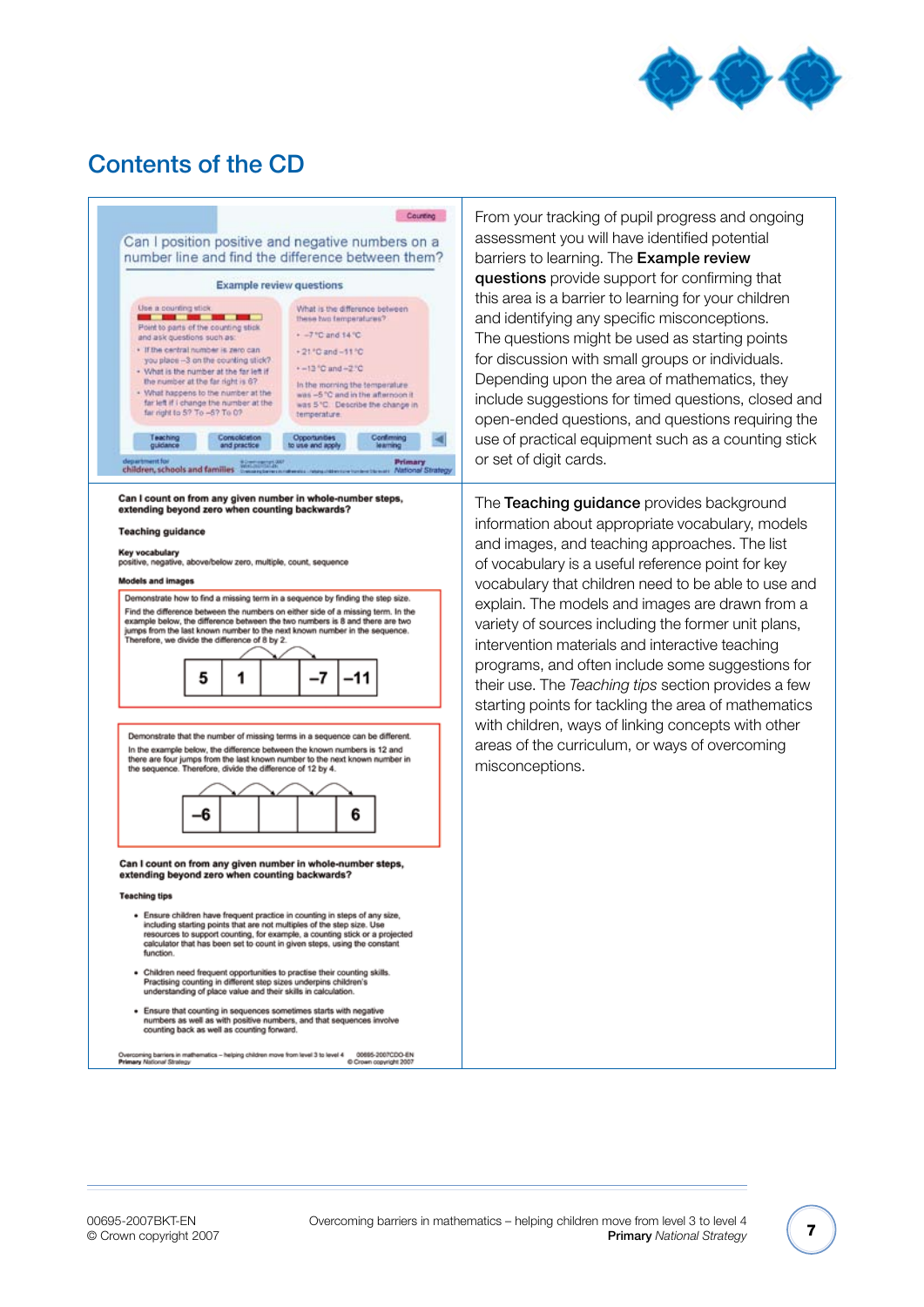# Contents of the CD

**Counting**

Can I position positive and negative numbers on a number line and find the difference between them?

Example review questions

Use a counting stick

Point to parts of the counting stick and ask questions such as:

- If the central number is zero can you place –3 on the counting stick?
- What is the number at the far left if the number at the far right is 6?
- What happens to the number at the far left if I change the number at the far right to 5? To –5? To 0?

What is the difference between these two temperatures?

- –7 °C and 14 °C
- 21 °C and –11 °C
- –13 °C and –2 °C

In the morning the temperature was –5 °C and in the afternoon it was 5 °C. Describe the change in temperature.

Teaching guidance | Consolidation and practice | Opportunities to use and apply | Confirming learning

From your tracking of pupil progress and ongoing assessment you will have identified potential barriers to learning. The **Example review questions** provide support for confirming that this area is a barrier to learning for your children and identifying any specific misconceptions. The questions might be used as starting points for discussion with small groups or individuals. Depending upon the area of mathematics, they include suggestions for timed questions, closed and open-ended questions, and questions requiring the use of practical equipment such as a counting stick or set of digit cards.

**Can I count on from any given number in whole-number steps, extending beyond zero when counting backwards?**

**Teaching guidance**

**Key vocabulary**

positive, negative, above/below zero, multiple, count, sequence

**Models and images**

Demonstrate how to find a missing term in a sequence by finding the step size.

Find the difference between the numbers on either side of a missing term. In the example below, the difference between the two numbers is 8 and there are two jumps from the last known number to the next known number in the sequence. Therefore, we divide the difference of 8 by 2.

| 5 | 1 | | –7 | –11 |
|---|---|---|---|---|

Demonstrate that the number of missing terms in a sequence can be different.

In the example below, the difference between the known numbers is 12 and there are four jumps from the last known number to the next known number in the sequence. Therefore, divide the difference of 12 by 4.

| –6 | | | | 6 |
|---|---|---|---|---|

**Can I count on from any given number in whole-number steps, extending beyond zero when counting backwards?**

**Teaching tips**

- Ensure children have frequent practice in counting in steps of any size, including starting points that are not multiples of the step size. Use resources to support counting, for example, a counting stick or a projected calculator that has been set to count in given steps, using the constant function.
- Children need frequent opportunities to practise their counting skills. Practising counting in different step sizes underpins children's understanding of place value and their skills in calculation.
- Ensure that counting in sequences sometimes starts with negative numbers as well as with positive numbers, and that sequences involve counting back as well as counting forward.

The **Teaching guidance** provides background information about appropriate vocabulary, models and images, and teaching approaches. The list of vocabulary is a useful reference point for key vocabulary that children need to be able to use and explain. The models and images are drawn from a variety of sources including the former unit plans, intervention materials and interactive teaching programs, and often include some suggestions for their use. The *Teaching tips* section provides a few starting points for tackling the area of mathematics with children, ways of linking concepts with other areas of the curriculum, or ways of overcoming misconceptions.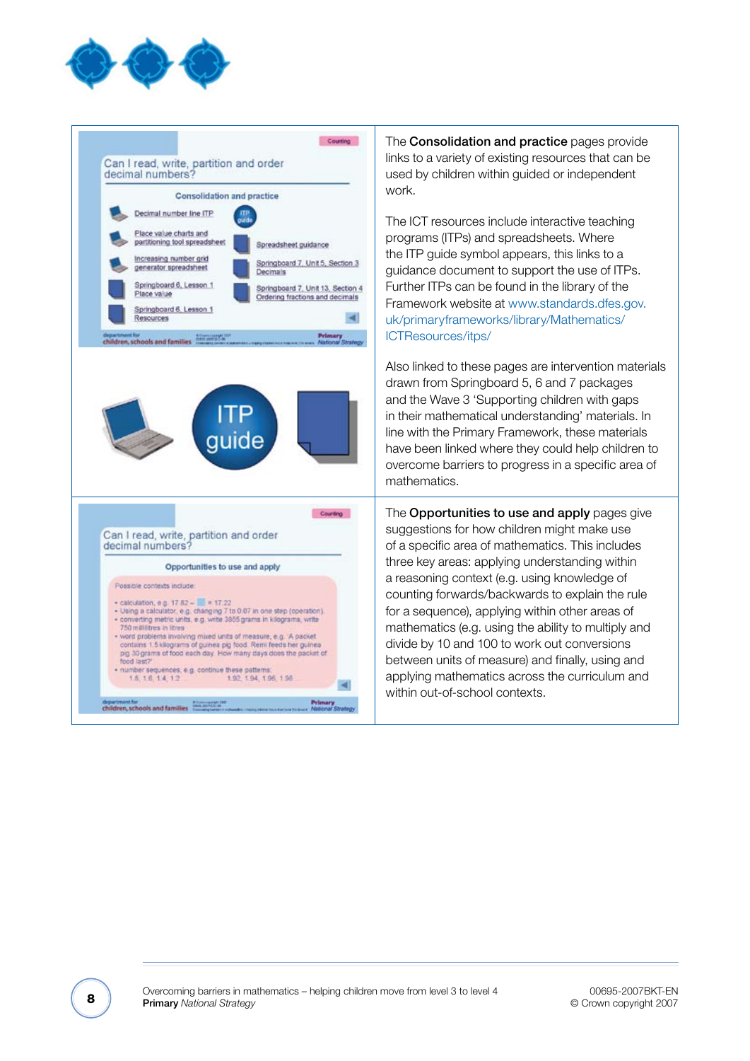The **Consolidation and practice** pages provide links to a variety of existing resources that can be used by children within guided or independent work.

The ICT resources include interactive teaching programs (ITPs) and spreadsheets. Where the ITP guide symbol appears, this links to a guidance document to support the use of ITPs. Further ITPs can be found in the library of the Framework website at www.standards.dfes.gov.uk/primaryframeworks/library/Mathematics/ICTResources/itps/

Also linked to these pages are intervention materials drawn from Springboard 5, 6 and 7 packages and the Wave 3 'Supporting children with gaps in their mathematical understanding' materials. In line with the Primary Framework, these materials have been linked where they could help children to overcome barriers to progress in a specific area of mathematics.

The **Opportunities to use and apply** pages give suggestions for how children might make use of a specific area of mathematics. This includes three key areas: applying understanding within a reasoning context (e.g. using knowledge of counting forwards/backwards to explain the rule for a sequence), applying within other areas of mathematics (e.g. using the ability to multiply and divide by 10 and 100 to work out conversions between units of measure) and finally, using and applying mathematics across the curriculum and within out-of-school contexts.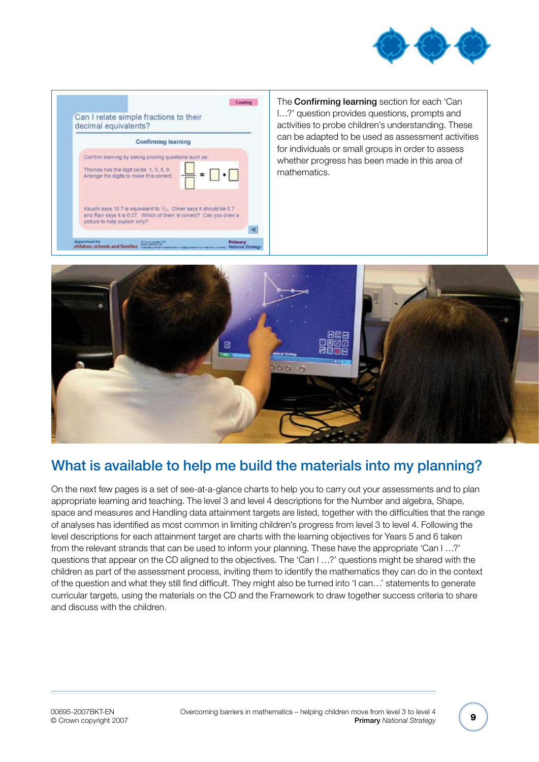Can I relate simple fractions to their decimal equivalents?

Confirming learning

Confirm learning by asking probing questions such as:

Thomas has the digit cards: 1, 5, 6, 9
Arrange the digits to make this correct.

Kaushi says 10.7 is equivalent to $\frac{7}{10}$. Oliver says it should be 0.7 and Ravi says it is 0.07. Which of them is correct? Can you draw a picture to help explain why?

The **Confirming learning** section for each 'Can I…?' question provides questions, prompts and activities to probe children's understanding. These can be adapted to be used as assessment activities for individuals or small groups in order to assess whether progress has been made in this area of mathematics.

## What is available to help me build the materials into my planning?

On the next few pages is a set of see-at-a-glance charts to help you to carry out your assessments and to plan appropriate learning and teaching. The level 3 and level 4 descriptions for the Number and algebra, Shape, space and measures and Handling data attainment targets are listed, together with the difficulties that the range of analyses has identified as most common in limiting children's progress from level 3 to level 4. Following the level descriptions for each attainment target are charts with the learning objectives for Years 5 and 6 taken from the relevant strands that can be used to inform your planning. These have the appropriate 'Can I …?' questions that appear on the CD aligned to the objectives. The 'Can I …?' questions might be shared with the children as part of the assessment process, inviting them to identify the mathematics they can do in the context of the question and what they still find difficult. They might also be turned into 'I can…' statements to generate curricular targets, using the materials on the CD and the Framework to draw together success criteria to share and discuss with the children.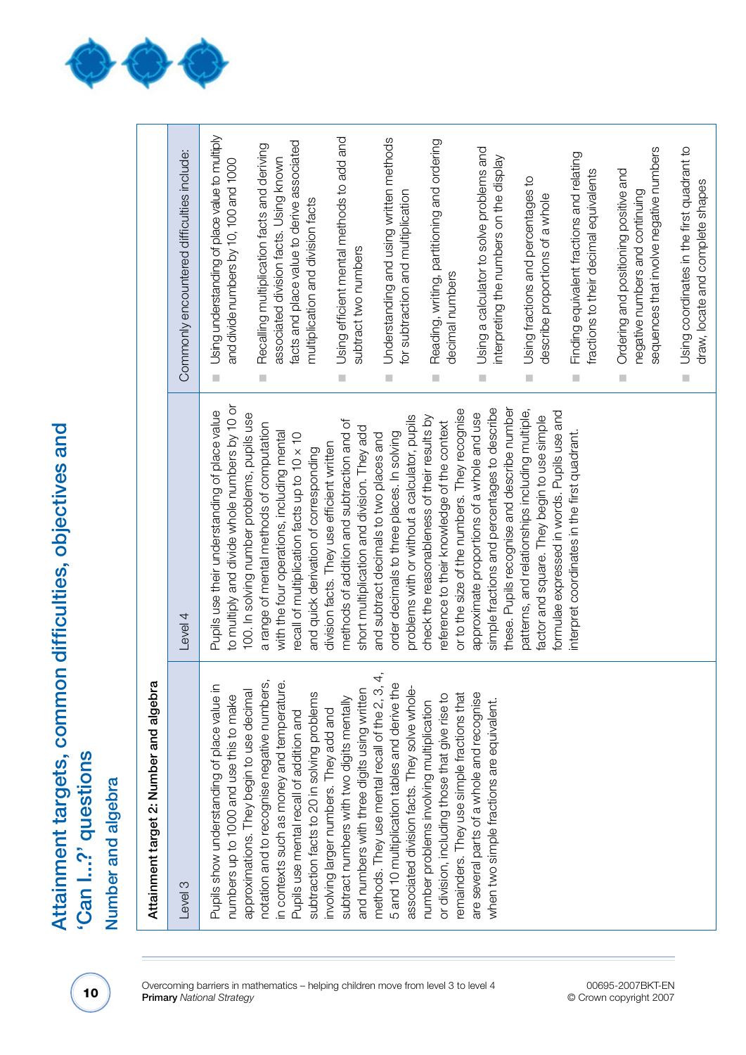# Attainment targets, common difficulties, objectives and 'Can I...?' questions

## Number and algebra

| Attainment target 2: Number and algebra | | |
|---|---|---|
| Level 3 | Level 4 | Commonly encountered difficulties include: |
| Pupils show understanding of place value in numbers up to 1000 and use this to make approximations. They begin to use decimal notation and to recognise negative numbers, in contexts such as money and temperature. Pupils use mental recall of addition and subtraction facts to 20 in solving problems involving larger numbers. They add and subtract numbers with two digits mentally and numbers with three digits using written methods. They use mental recall of the 2, 3, 4, 5 and 10 multiplication tables and derive the associated division facts. They solve whole-number problems involving multiplication or division, including those that give rise to remainders. They use simple fractions that are several parts of a whole and recognise when two simple fractions are equivalent. | Pupils use their understanding of place value to multiply and divide whole numbers by 10 or 100. In solving number problems, pupils use a range of mental methods of computation with the four operations, including mental recall of multiplication facts up to 10 × 10 and quick derivation of corresponding division facts. They use efficient written methods of addition and subtraction and of short multiplication and division. They add and subtract decimals to two places and order decimals to three places. In solving problems with or without a calculator, pupils check the reasonableness of their results by reference to their knowledge of the context or to the size of the numbers. They recognise approximate proportions of a whole and use simple fractions and percentages to describe these. Pupils recognise and describe number patterns, and relationships including multiple, factor and square. They begin to use simple formulae expressed in words. Pupils use and interpret coordinates in the first quadrant. | - Using understanding of place value to multiply and divide numbers by 10, 100 and 1000<br>- Recalling multiplication facts and deriving associated division facts. Using known facts and place value to derive associated multiplication and division facts<br>- Using efficient mental methods to add and subtract two numbers<br>- Understanding and using written methods for subtraction and multiplication<br>- Reading, writing, partitioning and ordering decimal numbers<br>- Using a calculator to solve problems and interpreting the numbers on the display<br>- Using fractions and percentages to describe proportions of a whole<br>- Finding equivalent fractions and relating fractions to their decimal equivalents<br>- Ordering and positioning positive and negative numbers and continuing sequences that involve negative numbers<br>- Using coordinates in the first quadrant to draw, locate and complete shapes |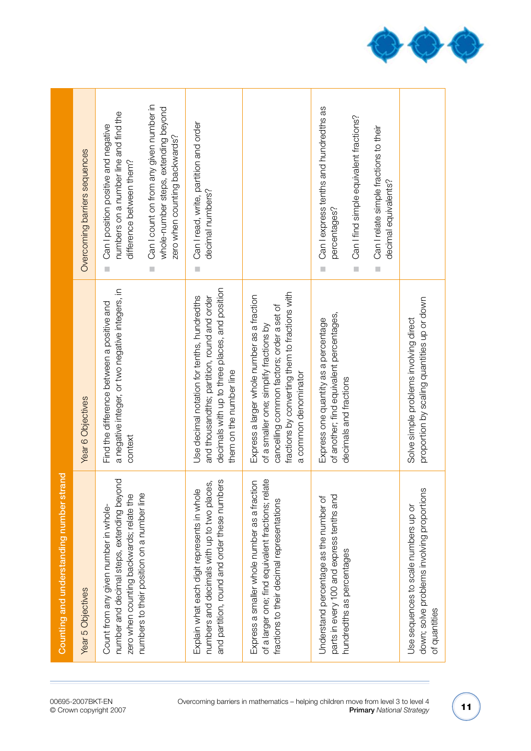## Counting and understanding number strand

| Year 5 Objectives | Year 6 Objectives | Overcoming barriers sequences |
|---|---|---|
| Count from any given number in whole-number and decimal steps, extending beyond zero when counting backwards; relate the numbers to their position on a number line | Find the difference between a positive and a negative integer, or two negative integers, in context | ■ Can I position positive and negative numbers on a number line and find the difference between them? ■ Can I count on from any given number in whole-number steps, extending beyond zero when counting backwards? |
| Explain what each digit represents in whole numbers and decimals with up to two places, and partition, round and order these numbers | Use decimal notation for tenths, hundredths and thousandths; partition, round and order decimals with up to three places, and position them on the number line | ■ Can I read, write, partition and order decimal numbers? |
| Express a smaller whole number as a fraction of a larger one; find equivalent fractions; relate fractions to their decimal representations | Express a larger whole number as a fraction of a smaller one; simplify fractions by cancelling common factors; order a set of fractions by converting them to fractions with a common denominator | |
| Understand percentage as the number of parts in every 100 and express tenths and hundredths as percentages | Express one quantity as a percentage of another; find equivalent percentages, decimals and fractions | ■ Can I express tenths and hundredths as percentages? ■ Can I find simple equivalent fractions? ■ Can I relate simple fractions to their decimal equivalents? |
| Use sequences to scale numbers up or down; solve problems involving proportions of quantities | Solve simple problems involving direct proportion by scaling quantities up or down | |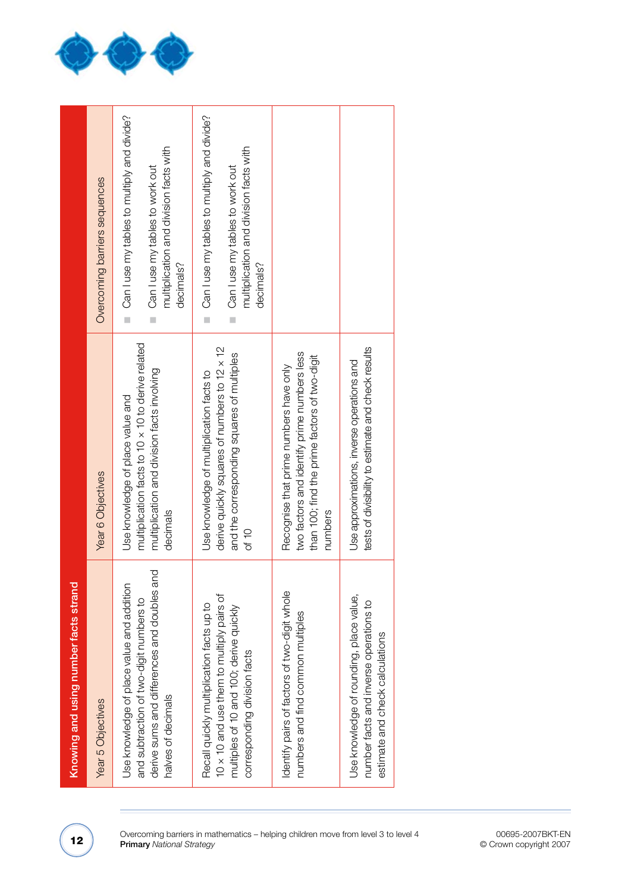## Knowing and using number facts strand

| Year 5 Objectives | Year 6 Objectives | Overcoming barriers sequences |
| --- | --- | --- |
| Use knowledge of place value and addition and subtraction of two-digit numbers to derive sums and differences and doubles and halves of decimals | Use knowledge of place value and multiplication facts to 10 × 10 to derive related multiplication and division facts involving decimals | Can I use my tables to multiply and divide?<br>Can I use my tables to work out multiplication and division facts with decimals? |
| Recall quickly multiplication facts up to 10 × 10 and use them to multiply pairs of multiples of 10 and 100; derive quickly corresponding division facts | Use knowledge of multiplication facts to derive quickly squares of numbers to 12 × 12 and the corresponding squares of multiples of 10 | Can I use my tables to multiply and divide?<br>Can I use my tables to work out multiplication and division facts with decimals? |
| Identify pairs of factors of two-digit whole numbers and find common multiples | Recognise that prime numbers have only two factors and identify prime numbers less than 100; find the prime factors of two-digit numbers | |
| Use knowledge of rounding, place value, number facts and inverse operations to estimate and check calculations | Use approximations, inverse operations and tests of divisibility to estimate and check results | |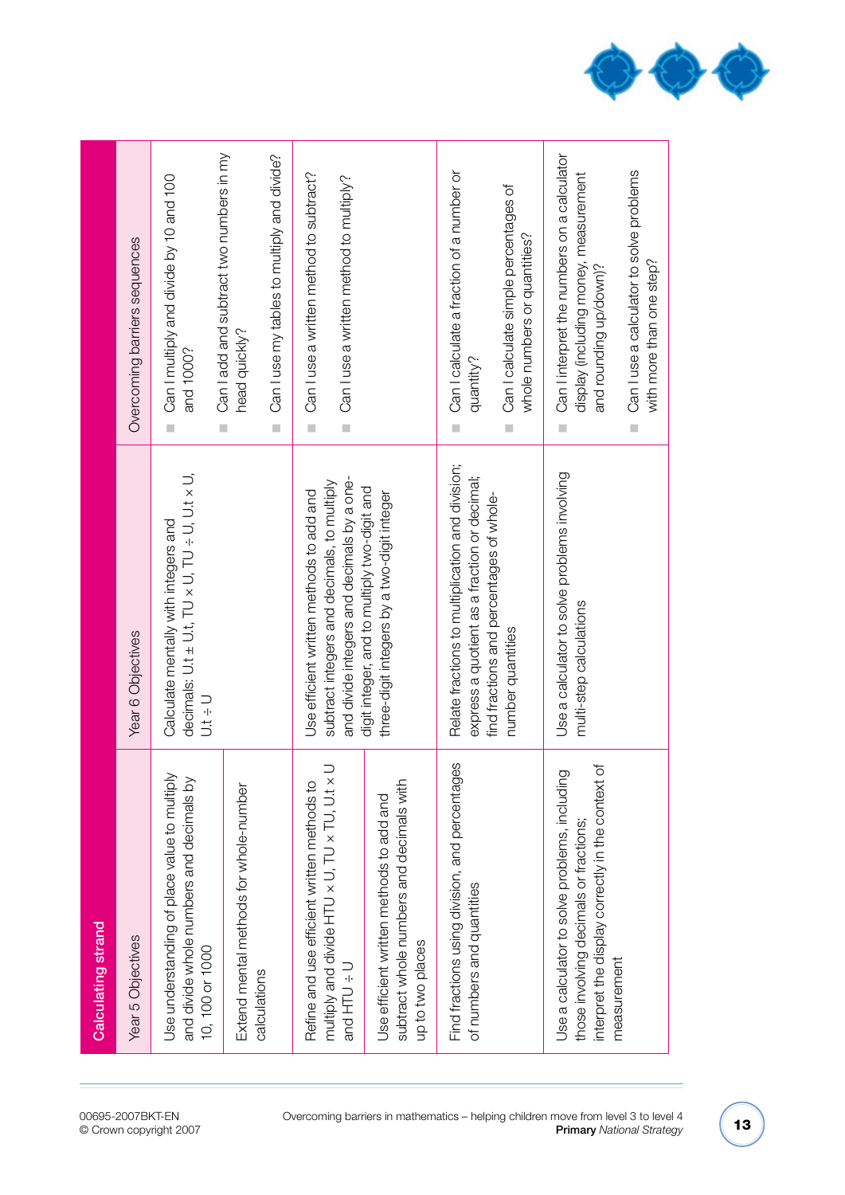## Calculating strand

| Year 5 Objectives | Year 6 Objectives | Overcoming barriers sequences |
|---|---|---|
| Use understanding of place value to multiply and divide whole numbers and decimals by 10, 100 or 1000<br><br>Extend mental methods for whole-number calculations | Calculate mentally with integers and decimals: U.t ± U.t, TU × U, TU ÷ U, U.t × U, U.t ÷ U | - Can I multiply and divide by 10 and 100 and 1000?<br>- Can I add and subtract two numbers in my head quickly?<br>- Can I use my tables to multiply and divide? |
| Refine and use efficient written methods to multiply and divide HTU × U, TU × TU, U.t × U and HTU ÷ U<br><br>Use efficient written methods to add and subtract whole numbers and decimals with up to two places | Use efficient written methods to add and subtract integers and decimals, to multiply and divide integers and decimals by a one-digit integer, and to multiply two-digit and three-digit integers by a two-digit integer | - Can I use a written method to subtract?<br>- Can I use a written method to multiply? |
| Find fractions using division, and percentages of numbers and quantities | Relate fractions to multiplication and division; express a quotient as a fraction or decimal; find fractions and percentages of whole-number quantities | - Can I calculate a fraction of a number or quantity?<br>- Can I calculate simple percentages of whole numbers or quantities? |
| Use a calculator to solve problems, including those involving decimals or fractions; interpret the display correctly in the context of measurement | Use a calculator to solve problems involving multi-step calculations | - Can I interpret the numbers on a calculator display (including money, measurement and rounding up/down)?<br>- Can I use a calculator to solve problems with more than one step? |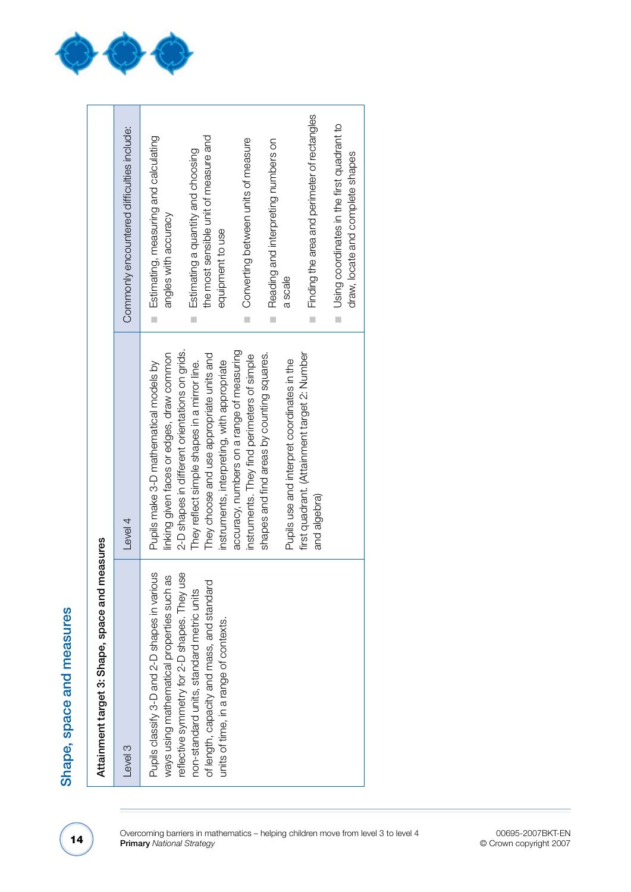# Shape, space and measures

| Attainment target 3: Shape, space and measures | | |
|---|---|---|
| Level 3 | Level 4 | Commonly encountered difficulties include: |
| Pupils classify 3-D and 2-D shapes in various ways using mathematical properties such as reflective symmetry for 2-D shapes. They use non-standard units, standard metric units of length, capacity and mass, and standard units of time, in a range of contexts. | Pupils make 3-D mathematical models by linking given faces or edges, draw common 2-D shapes in different orientations on grids. They reflect simple shapes in a mirror line. They choose and use appropriate units and instruments, interpreting, with appropriate accuracy, numbers on a range of measuring instruments. They find perimeters of simple shapes and find areas by counting squares.<br><br>Pupils use and interpret coordinates in the first quadrant. (Attainment target 2: Number and algebra) | - Estimating, measuring and calculating angles with accuracy<br>- Estimating a quantity and choosing the most sensible unit of measure and equipment to use<br>- Converting between units of measure<br>- Reading and interpreting numbers on a scale<br>- Finding the area and perimeter of rectangles<br>- Using coordinates in the first quadrant to draw, locate and complete shapes |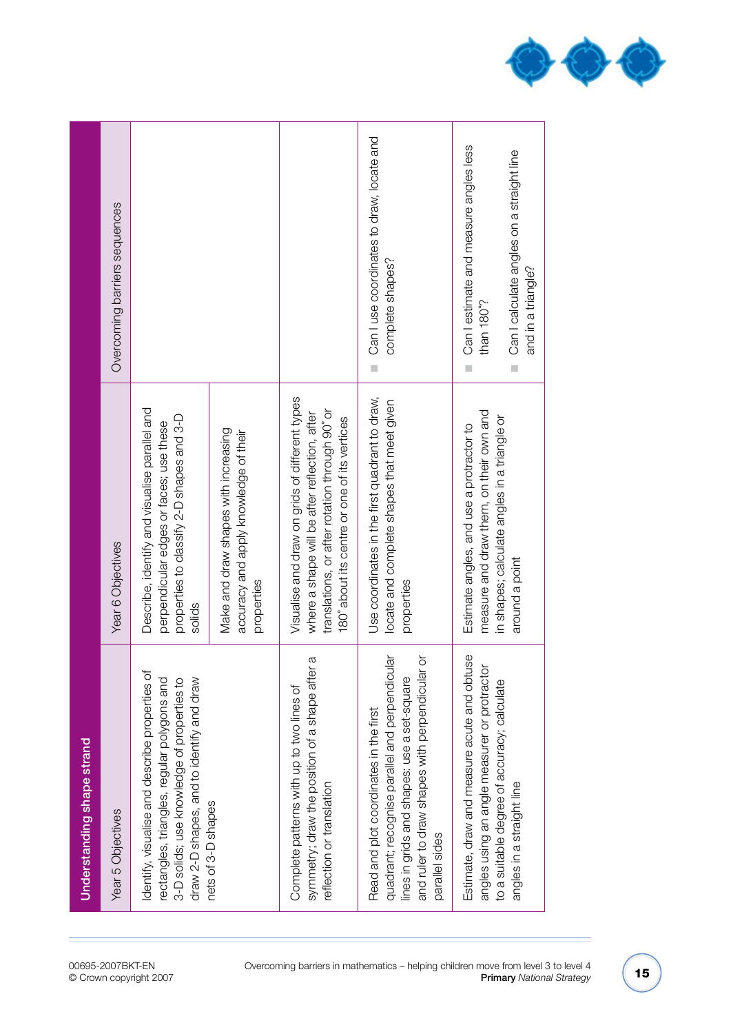## Understanding shape strand

| Year 5 Objectives | Year 6 Objectives | Overcoming barriers sequences |
|---|---|---|
| Identify, visualise and describe properties of rectangles, triangles, regular polygons and 3-D solids; use knowledge of properties to draw 2-D shapes, and to identify and draw nets of 3-D shapes | Describe, identify and visualise parallel and perpendicular edges or faces; use these properties to classify 2-D shapes and 3-D solids | |
| | Make and draw shapes with increasing accuracy and apply knowledge of their properties | |
| Complete patterns with up to two lines of symmetry; draw the position of a shape after a reflection or translation | Visualise and draw on grids of different types where a shape will be after reflection, after translations, or after rotation through 90° or 180° about its centre or one of its vertices | |
| Read and plot coordinates in the first quadrant; recognise parallel and perpendicular lines in grids and shapes: use a set-square and ruler to draw shapes with perpendicular or parallel sides | Use coordinates in the first quadrant to draw, locate and complete shapes that meet given properties | ▪ Can I use coordinates to draw, locate and complete shapes? |
| Estimate, draw and measure acute and obtuse angles using an angle measurer or protractor to a suitable degree of accuracy; calculate angles in a straight line | Estimate angles, and use a protractor to measure and draw them, on their own and in shapes; calculate angles in a triangle or around a point | ▪ Can I estimate and measure angles less than 180°?<br>▪ Can I calculate angles on a straight line and in a triangle? |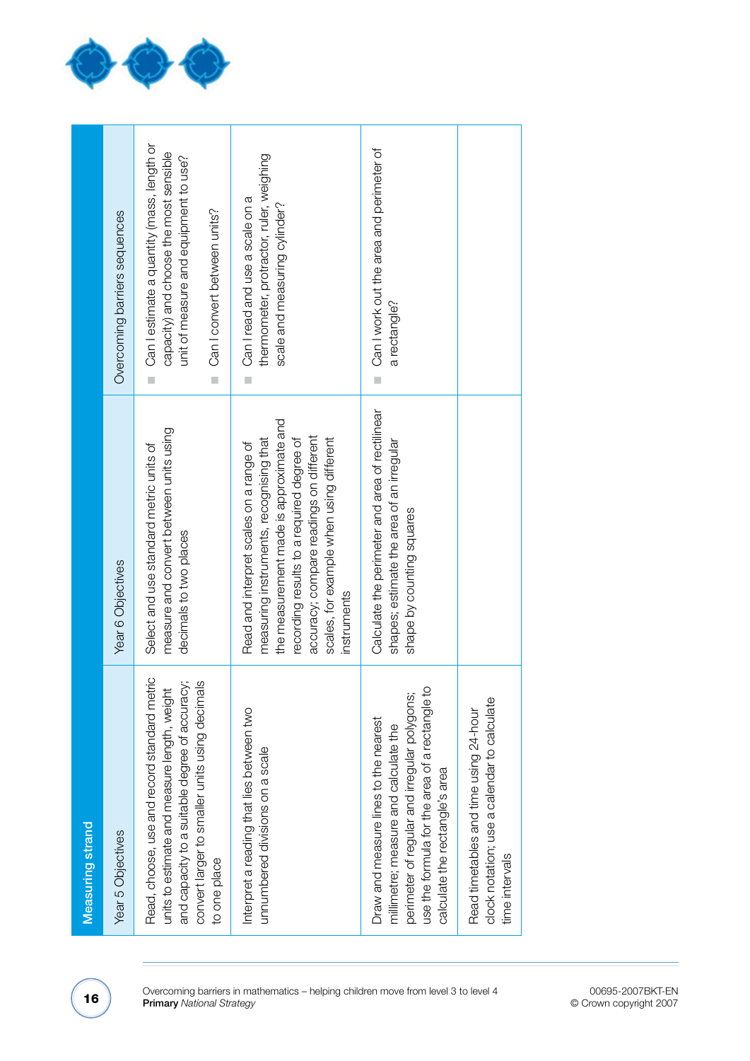## Measuring strand

| Year 5 Objectives | Year 6 Objectives | Overcoming barriers sequences |
|---|---|---|
| Read, choose, use and record standard metric units to estimate and measure length, weight and capacity to a suitable degree of accuracy; convert larger to smaller units using decimals to one place | Select and use standard metric units of measure and convert between units using decimals to two places | ■ Can I estimate a quantity (mass, length or capacity) and choose the most sensible unit of measure and equipment to use? <br> ■ Can I convert between units? |
| Interpret a reading that lies between two unnumbered divisions on a scale | Read and interpret scales on a range of measuring instruments, recognising that the measurement made is approximate and recording results to a required degree of accuracy; compare readings on different scales, for example when using different instruments | ■ Can I read and use a scale on a thermometer, protractor, ruler, weighing scale and measuring cylinder? |
| Draw and measure lines to the nearest millimetre; measure and calculate the perimeter of regular and irregular polygons; use the formula for the area of a rectangle to calculate the rectangle's area | Calculate the perimeter and area of rectilinear shapes; estimate the area of an irregular shape by counting squares | ■ Can I work out the area and perimeter of a rectangle? |
| Read timetables and time using 24-hour clock notation; use a calendar to calculate time intervals | | |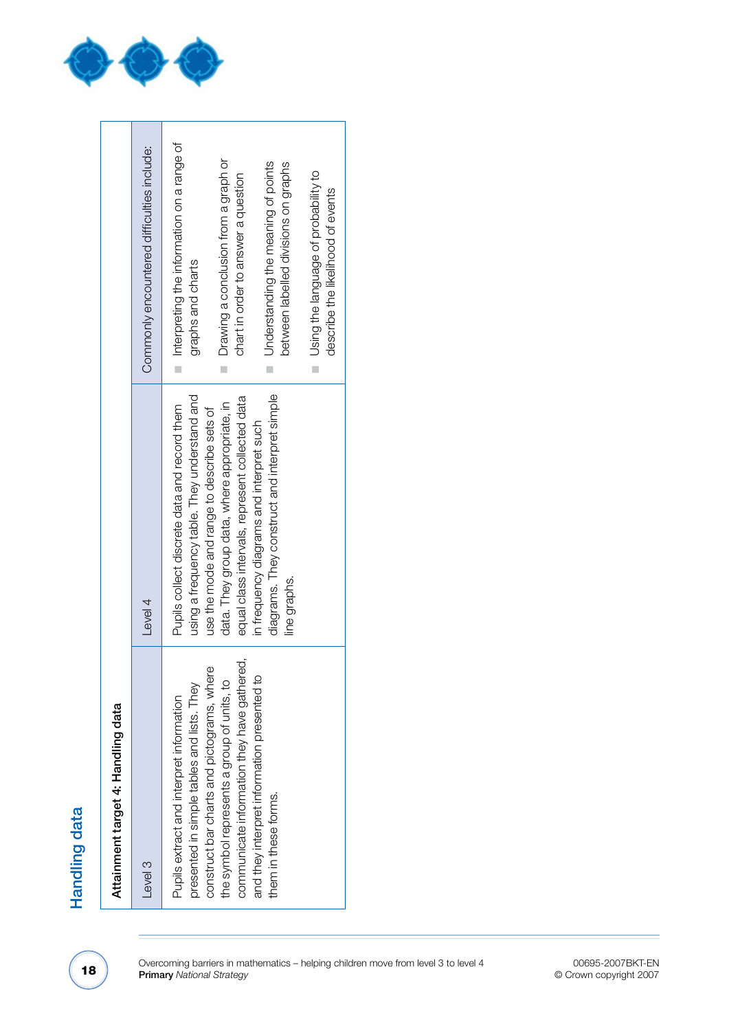# Handling data

| Attainment target 4: Handling data | | |
|---|---|---|
| Level 3 | Level 4 | Commonly encountered difficulties include: |
| Pupils extract and interpret information presented in simple tables and lists. They construct bar charts and pictograms, where the symbol represents a group of units, to communicate information they have gathered, and they interpret information presented to them in these forms. | Pupils collect discrete data and record them using a frequency table. They understand and use the mode and range to describe sets of data. They group data, where appropriate, in equal class intervals, represent collected data in frequency diagrams and interpret such diagrams. They construct and interpret simple line graphs. | • Interpreting the information on a range of graphs and charts<br>• Drawing a conclusion from a graph or chart in order to answer a question<br>• Understanding the meaning of points between labelled divisions on graphs<br>• Using the language of probability to describe the likelihood of events |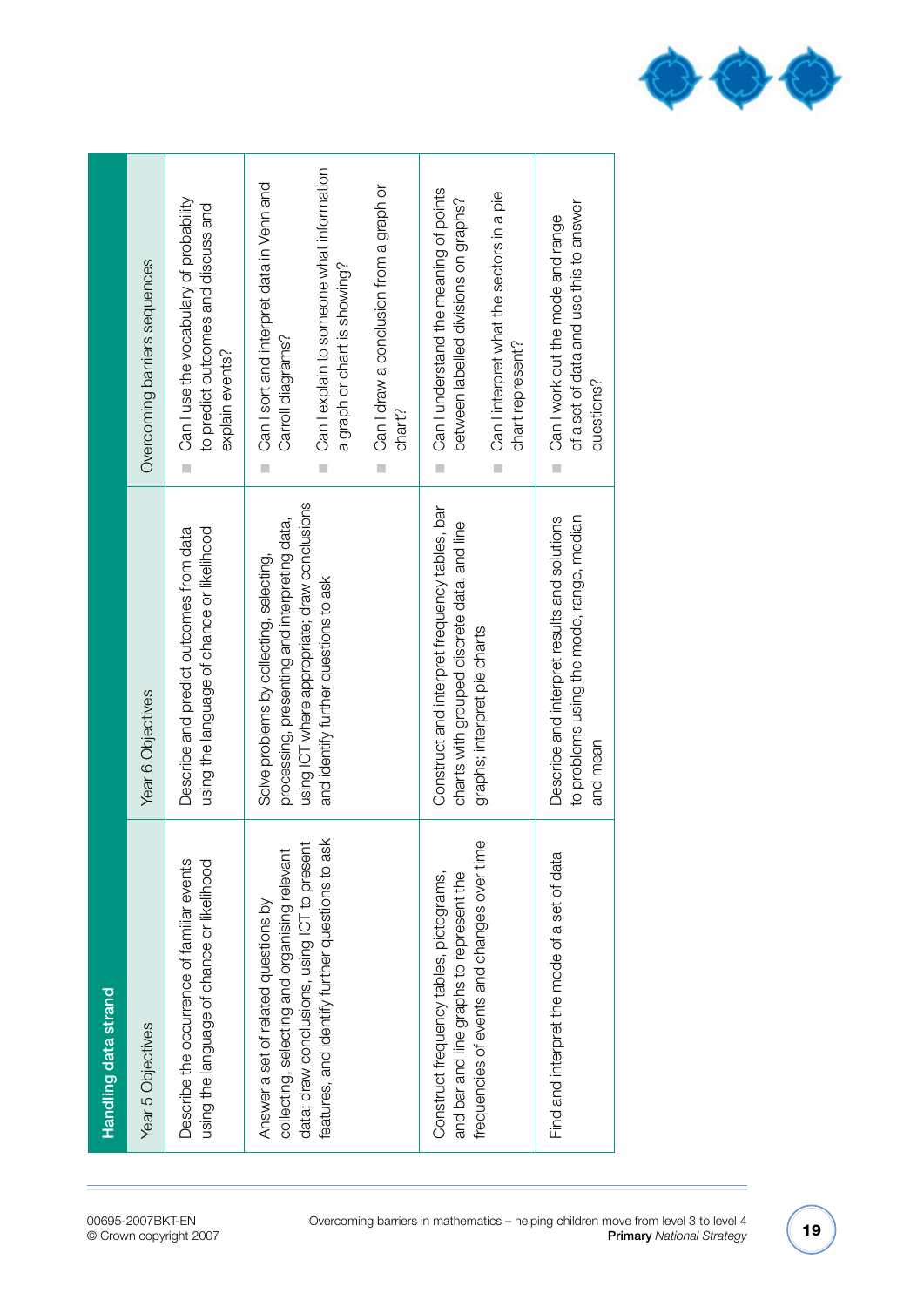## Handling data strand

| Year 5 Objectives | Year 6 Objectives | Overcoming barriers sequences |
|---|---|---|
| Describe the occurrence of familiar events using the language of chance or likelihood | Describe and predict outcomes from data using the language of chance or likelihood | Can I use the vocabulary of probability to predict outcomes and discuss and explain events? |
| Answer a set of related questions by collecting, selecting and organising relevant data; draw conclusions, using ICT to present features, and identify further questions to ask | Solve problems by collecting, selecting, processing, presenting and interpreting data, using ICT where appropriate; draw conclusions and identify further questions to ask | Can I sort and interpret data in Venn and Carroll diagrams?<br>Can I explain to someone what information a graph or chart is showing?<br>Can I draw a conclusion from a graph or chart? |
| Construct frequency tables, pictograms, and bar and line graphs to represent the frequencies of events and changes over time | Construct and interpret frequency tables, bar charts with grouped discrete data, and line graphs; interpret pie charts | Can I understand the meaning of points between labelled divisions on graphs?<br>Can I interpret what the sectors in a pie chart represent? |
| Find and interpret the mode of a set of data | Describe and interpret results and solutions to problems using the mode, range, median and mean | Can I work out the mode and range of a set of data and use this to answer questions? |

00695-2007BKT-EN
© Crown copyright 2007

Overcoming barriers in mathematics – helping children move from level 3 to level 4
**Primary** *National Strategy*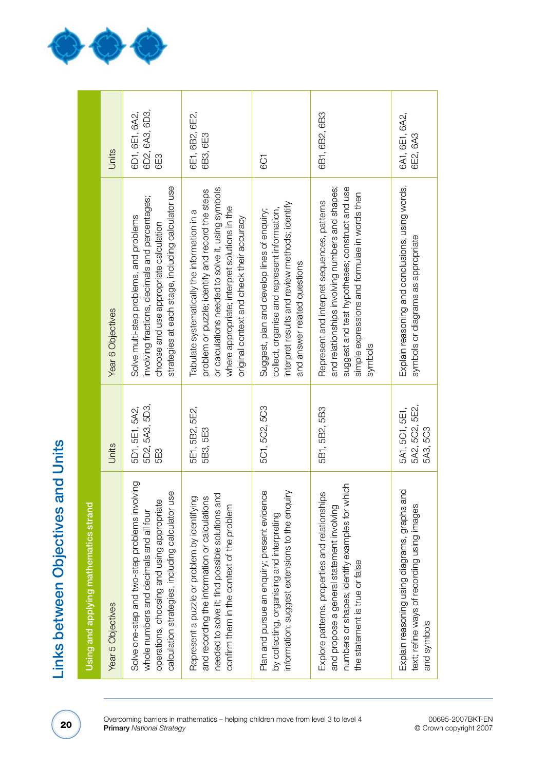# Links between Objectives and Units

| Using and applying mathematics strand | | | |
|---|---|---|---|
| Year 5 Objectives | Units | Year 6 Objectives | Units |
| Solve one-step and two-step problems involving whole numbers and decimals and all four operations, choosing and using appropriate calculation strategies, including calculator use | 5D1, 5E1, 5A2, 5D2, 5A3, 5D3, 5E3 | Solve multi-step problems, and problems involving fractions, decimals and percentages; choose and use appropriate calculation strategies at each stage, including calculator use | 6D1, 6E1, 6A2, 6D2, 6A3, 6D3, 6E3 |
| Represent a puzzle or problem by identifying and recording the information or calculations needed to solve it; find possible solutions and confirm them in the context of the problem | 5E1, 5B2, 5E2, 5B3, 5E3 | Tabulate systematically the information in a problem or puzzle; identify and record the steps or calculations needed to solve it, using symbols where appropriate; interpret solutions in the original context and check their accuracy | 6E1, 6B2, 6E2, 6B3, 6E3 |
| Plan and pursue an enquiry; present evidence by collecting, organising and interpreting information; suggest extensions to the enquiry | 5C1, 5C2, 5C3 | Suggest, plan and develop lines of enquiry; collect, organise and represent information, interpret results and review methods; identify and answer related questions | 6C1 |
| Explore patterns, properties and relationships and propose a general statement involving numbers or shapes; identify examples for which the statement is true or false | 5B1, 5B2, 5B3 | Represent and interpret sequences, patterns and relationships involving numbers and shapes; suggest and test hypotheses; construct and use simple expressions and formulae in words then symbols | 6B1, 6B2, 6B3 |
| Explain reasoning using diagrams, graphs and text; refine ways of recording using images and symbols | 5A1, 5C1, 5E1, 5A2, 5C2, 5E2, 5A3, 5C3 | Explain reasoning and conclusions, using words, symbols or diagrams as appropriate | 6A1, 6E1, 6A2, 6E2, 6A3 |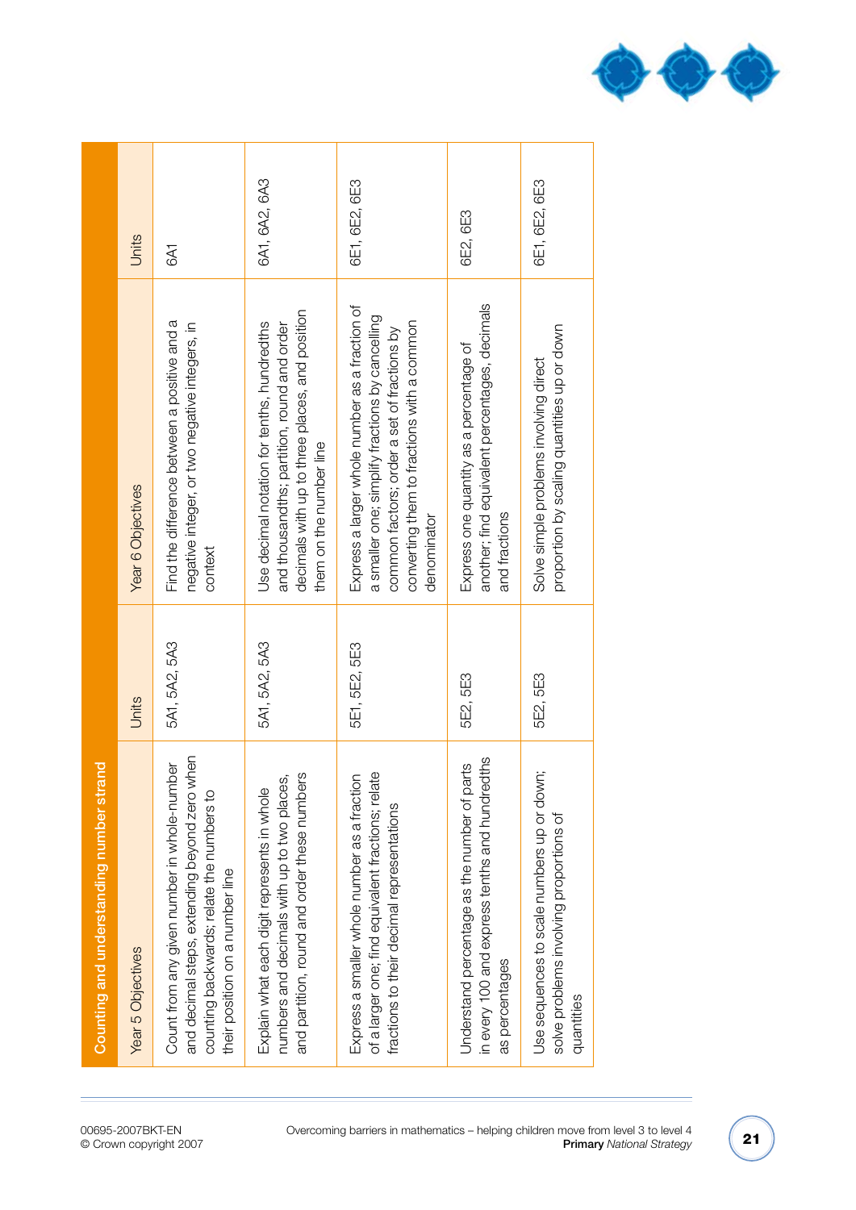## Counting and understanding number strand

| Year 5 Objectives | Units | Year 6 Objectives | Units |
|---|---|---|---|
| Count from any given number in whole-number and decimal steps, extending beyond zero when counting backwards; relate the numbers to their position on a number line | 5A1, 5A2, 5A3 | Find the difference between a positive and a negative integer, or two negative integers, in context | 6A1 |
| Explain what each digit represents in whole numbers and decimals with up to two places, and partition, round and order these numbers | 5A1, 5A2, 5A3 | Use decimal notation for tenths, hundredths and thousandths; partition, round and order decimals with up to three places, and position them on the number line | 6A1, 6A2, 6A3 |
| Express a smaller whole number as a fraction of a larger one; find equivalent fractions; relate fractions to their decimal representations | 5E1, 5E2, 5E3 | Express a larger whole number as a fraction of a smaller one; simplify fractions by cancelling common factors; order a set of fractions by converting them to fractions with a common denominator | 6E1, 6E2, 6E3 |
| Understand percentage as the number of parts in every 100 and express tenths and hundredths as percentages | 5E2, 5E3 | Express one quantity as a percentage of another; find equivalent percentages, decimals and fractions | 6E2, 6E3 |
| Use sequences to scale numbers up or down; solve problems involving proportions of quantities | 5E2, 5E3 | Solve simple problems involving direct proportion by scaling quantities up or down | 6E1, 6E2, 6E3 |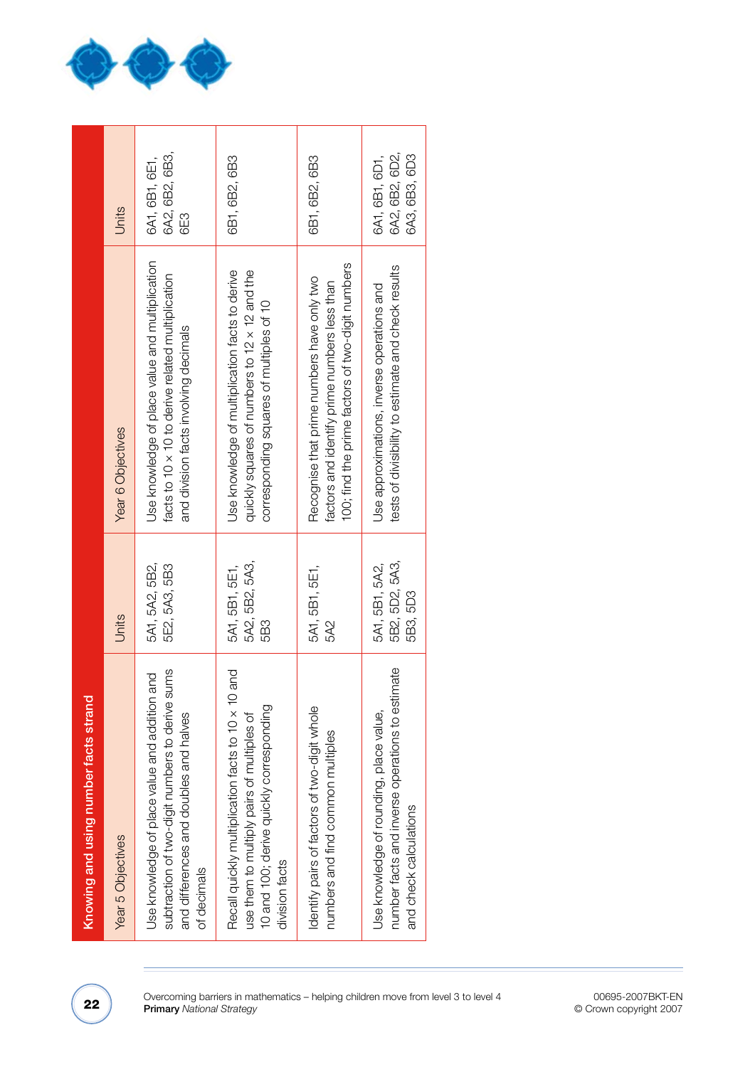## Knowing and using number facts strand

| Year 5 Objectives | Units | Year 6 Objectives | Units |
|---|---|---|---|
| Use knowledge of place value and addition and subtraction of two-digit numbers to derive sums and differences and doubles and halves of decimals | 5A1, 5A2, 5B2, 5E2, 5A3, 5B3 | Use knowledge of place value and multiplication facts to 10 × 10 to derive related multiplication and division facts involving decimals | 6A1, 6B1, 6E1, 6A2, 6B2, 6B3, 6E3 |
| Recall quickly multiplication facts to 10 × 10 and use them to multiply pairs of multiples of 10 and 100; derive quickly corresponding division facts | 5A1, 5B1, 5E1, 5A2, 5B2, 5A3, 5B3 | Use knowledge of multiplication facts to derive quickly squares of numbers to 12 × 12 and the corresponding squares of multiples of 10 | 6B1, 6B2, 6B3 |
| Identify pairs of factors of two-digit whole numbers and find common multiples | 5A1, 5B1, 5E1, 5A2 | Recognise that prime numbers have only two factors and identify prime numbers less than 100; find the prime factors of two-digit numbers | 6B1, 6B2, 6B3 |
| Use knowledge of rounding, place value, number facts and inverse operations to estimate and check calculations | 5A1, 5B1, 5A2, 5B2, 5D2, 5A3, 5B3, 5D3 | Use approximations, inverse operations and tests of divisibility to estimate and check results | 6A1, 6B1, 6D1, 6A2, 6B2, 6D2, 6A3, 6B3, 6D3 |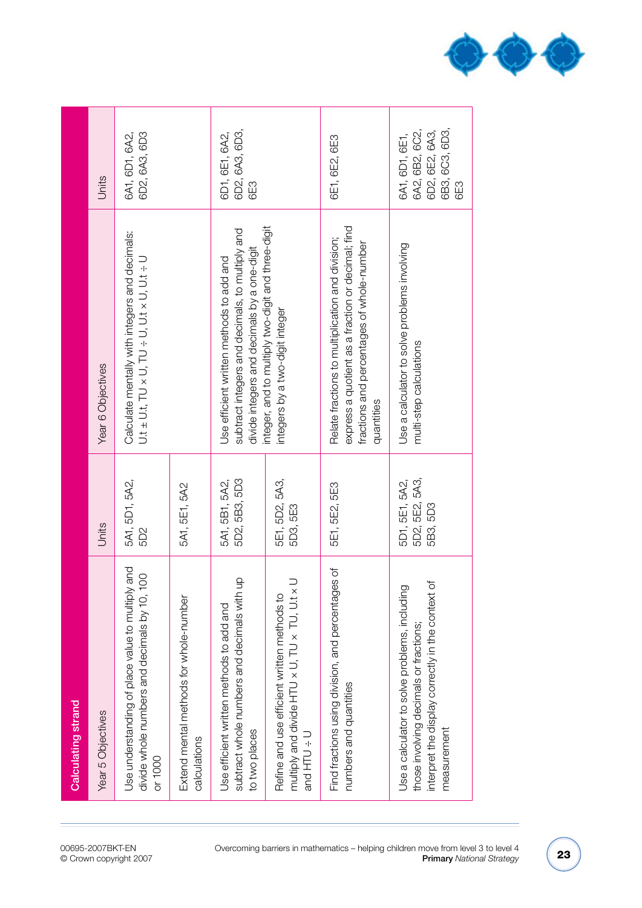## Calculating strand

| Year 5 Objectives | Units | Year 6 Objectives | Units |
|---|---|---|---|
| Use understanding of place value to multiply and divide whole numbers and decimals by 10, 100 or 1000 | 5A1, 5D1, 5A2, 5D2 | Calculate mentally with integers and decimals: U.t ± U.t, TU × U, TU ÷ U, U.t × U, U.t ÷ U | 6A1, 6D1, 6A2, 6D2, 6A3, 6D3 |
| Extend mental methods for whole-number calculations | 5A1, 5E1, 5A2 | | |
| Use efficient written methods to add and subtract whole numbers and decimals with up to two places | 5A1, 5B1, 5A2, 5D2, 5B3, 5D3 | Use efficient written methods to add and subtract integers and decimals, to multiply and divide integers and decimals by a one-digit integer, and to multiply two-digit and three-digit integers by a two-digit integer | 6D1, 6E1, 6A2, 6D2, 6A3, 6D3, 6E3 |
| Refine and use efficient written methods to multiply and divide HTU × U, TU × TU, U.t × U and HTU ÷ U | 5E1, 5D2, 5A3, 5D3, 5E3 | | |
| Find fractions using division, and percentages of numbers and quantities | 5E1, 5E2, 5E3 | Relate fractions to multiplication and division; express a quotient as a fraction or decimal; find fractions and percentages of whole-number quantities | 6E1, 6E2, 6E3 |
| Use a calculator to solve problems, including those involving decimals or fractions; interpret the display correctly in the context of measurement | 5D1, 5E1, 5A2, 5D2, 5E2, 5A3, 5B3, 5D3 | Use a calculator to solve problems involving multi-step calculations | 6A1, 6D1, 6E1, 6A2, 6B2, 6C2, 6D2, 6E2, 6A3, 6B3, 6C3, 6D3, 6E3 |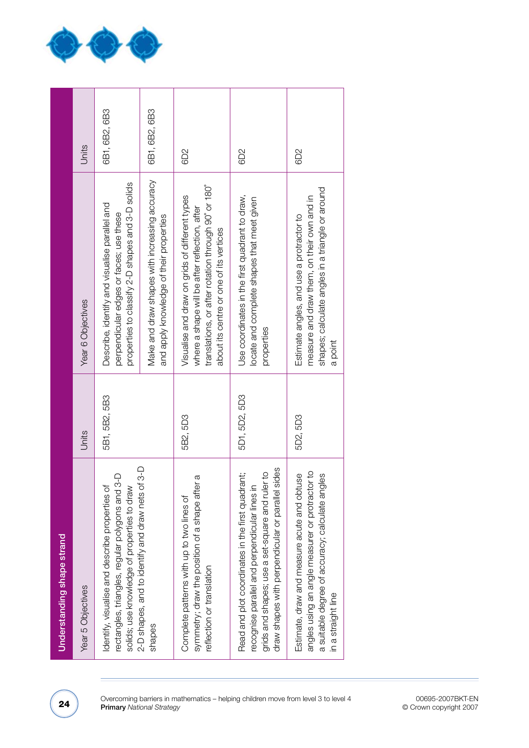## Understanding shape strand

| Year 5 Objectives | Units | Year 6 Objectives | Units |
|---|---|---|---|
| Identify, visualise and describe properties of rectangles, triangles, regular polygons and 3-D solids; use knowledge of properties to draw 2-D shapes, and to identify and draw nets of 3-D shapes | 5B1, 5B2, 5B3 | Describe, identify and visualise parallel and perpendicular edges or faces; use these properties to classify 2-D shapes and 3-D solids | 6B1, 6B2, 6B3 |
| | | Make and draw shapes with increasing accuracy and apply knowledge of their properties | 6B1, 6B2, 6B3 |
| Complete patterns with up to two lines of symmetry; draw the position of a shape after a reflection or translation | 5B2, 5D3 | Visualise and draw on grids of different types where a shape will be after reflection, after translations, or after rotation through 90° or 180° about its centre or one of its vertices | 6D2 |
| Read and plot coordinates in the first quadrant; recognise parallel and perpendicular lines in grids and shapes; use a set-square and ruler to draw shapes with perpendicular or parallel sides | 5D1, 5D2, 5D3 | Use coordinates in the first quadrant to draw, locate and complete shapes that meet given properties | 6D2 |
| Estimate, draw and measure acute and obtuse angles using an angle measurer or protractor to a suitable degree of accuracy; calculate angles in a straight line | 5D2, 5D3 | Estimate angles, and use a protractor to measure and draw them, on their own and in shapes; calculate angles in a triangle or around a point | 6D2 |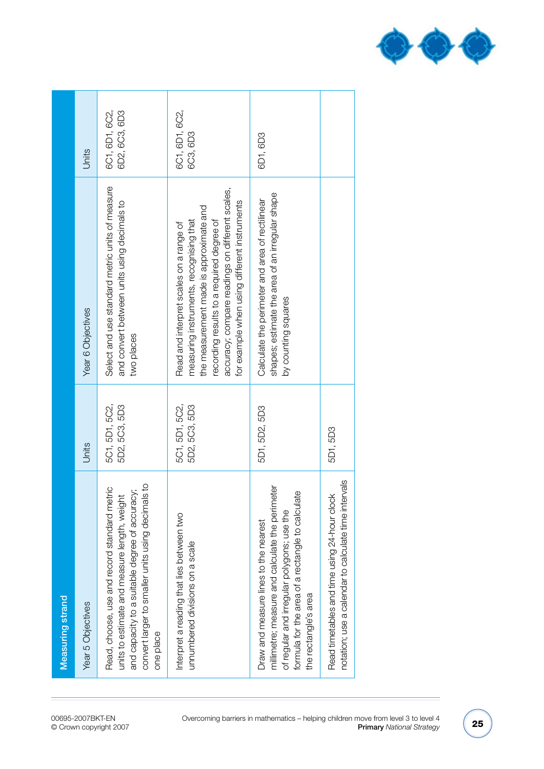## Measuring strand

| Year 5 Objectives | Units | Year 6 Objectives | Units |
|---|---|---|---|
| Read, choose, use and record standard metric units to estimate and measure length, weight and capacity to a suitable degree of accuracy; convert larger to smaller units using decimals to one place | 5C1, 5D1, 5C2, 5D2, 5C3, 5D3 | Select and use standard metric units of measure and convert between units using decimals to two places | 6C1, 6D1, 6C2, 6D2, 6C3, 6D3 |
| Interpret a reading that lies between two unnumbered divisions on a scale | 5C1, 5D1, 5C2, 5D2, 5C3, 5D3 | Read and interpret scales on a range of measuring instruments, recognising that the measurement made is approximate and recording results to a required degree of accuracy; compare readings on different scales, for example when using different instruments | 6C1, 6D1, 6C2, 6C3, 6D3 |
| Draw and measure lines to the nearest millimetre; measure and calculate the perimeter of regular and irregular polygons; use the formula for the area of a rectangle to calculate the rectangle's area | 5D1, 5D2, 5D3 | Calculate the perimeter and area of rectilinear shapes; estimate the area of an irregular shape by counting squares | 6D1, 6D3 |
| Read timetables and time using 24-hour clock notation; use a calendar to calculate time intervals | 5D1, 5D3 | | |

00695-2007BKT-EN
© Crown copyright 2007

Overcoming barriers in mathematics – helping children move from level 3 to level 4
**Primary** *National Strategy*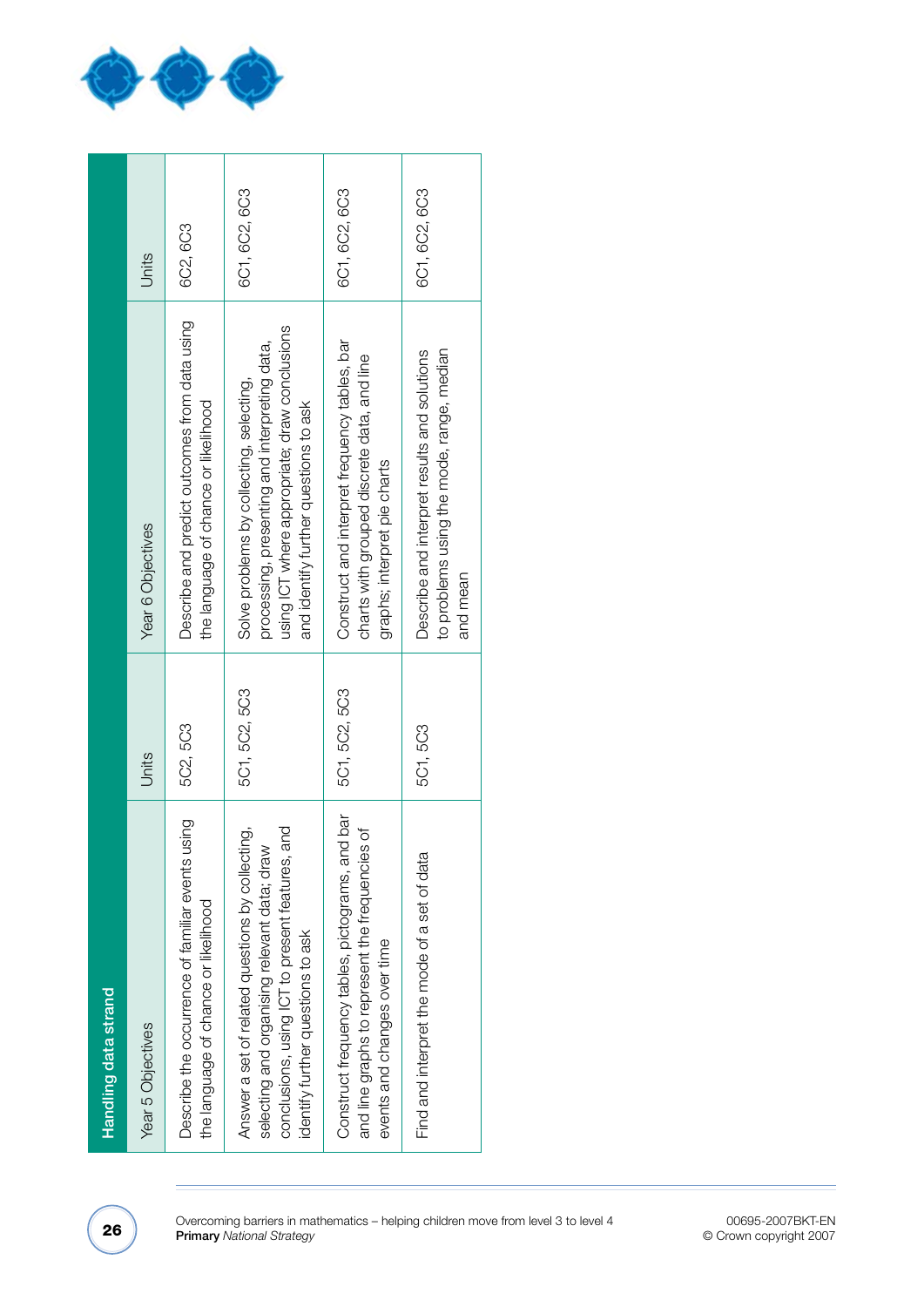## Handling data strand

| Year 5 Objectives | Units | Year 6 Objectives | Units |
|---|---|---|---|
| Describe the occurrence of familiar events using the language of chance or likelihood | 5C2, 5C3 | Describe and predict outcomes from data using the language of chance or likelihood | 6C2, 6C3 |
| Answer a set of related questions by collecting, selecting and organising relevant data; draw conclusions, using ICT to present features, and identify further questions to ask | 5C1, 5C2, 5C3 | Solve problems by collecting, selecting, processing, presenting and interpreting data, using ICT where appropriate; draw conclusions and identify further questions to ask | 6C1, 6C2, 6C3 |
| Construct frequency tables, pictograms, and bar and line graphs to represent the frequencies of events and changes over time | 5C1, 5C2, 5C3 | Construct and interpret frequency tables, bar charts with grouped discrete data, and line graphs; interpret pie charts | 6C1, 6C2, 6C3 |
| Find and interpret the mode of a set of data | 5C1, 5C3 | Describe and interpret results and solutions to problems using the mode, range, median and mean | 6C1, 6C2, 6C3 |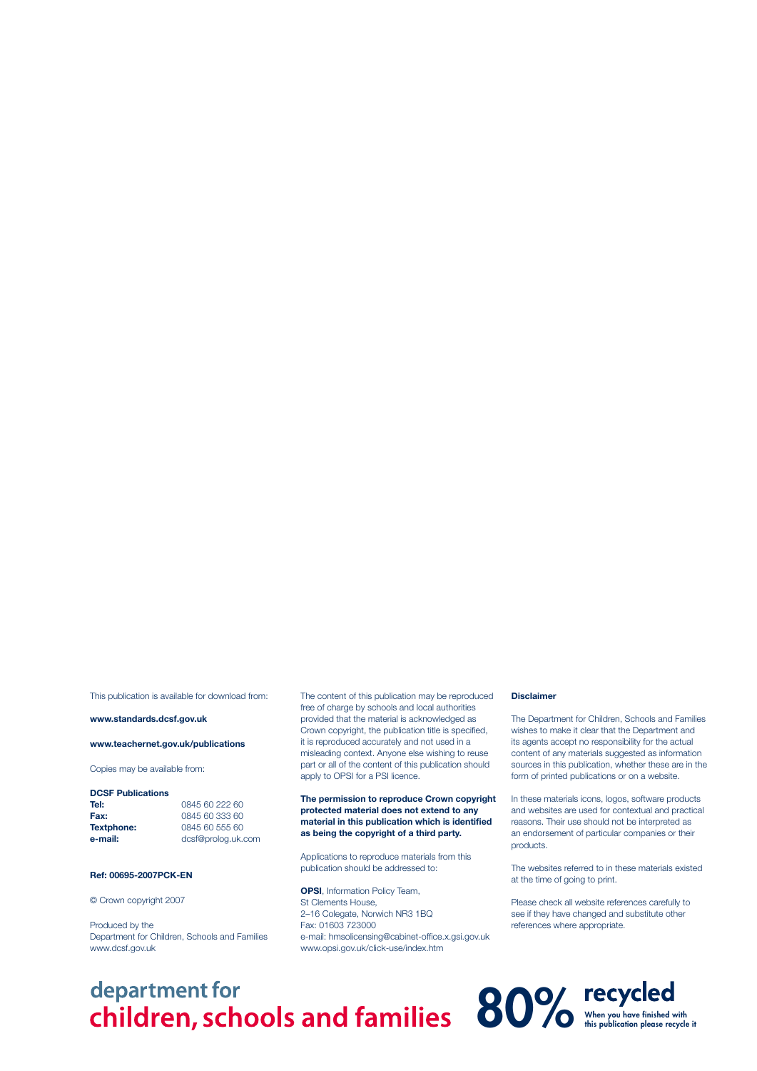This publication is available for download from:

**www.standards.dcsf.gov.uk**

**www.teachernet.gov.uk/publications**

Copies may be available from:

**DCSF Publications**

| | |
|---|---|
| **Tel:** | 0845 60 222 60 |
| **Fax:** | 0845 60 333 60 |
| **Textphone:** | 0845 60 555 60 |
| **e-mail:** | dcsf@prolog.uk.com |

**Ref: 00695-2007PCK-EN**

© Crown copyright 2007

Produced by the
Department for Children, Schools and Families
www.dcsf.gov.uk

The content of this publication may be reproduced free of charge by schools and local authorities provided that the material is acknowledged as Crown copyright, the publication title is specified, it is reproduced accurately and not used in a misleading context. Anyone else wishing to reuse part or all of the content of this publication should apply to OPSI for a PSI licence.

**The permission to reproduce Crown copyright protected material does not extend to any material in this publication which is identified as being the copyright of a third party.**

Applications to reproduce materials from this publication should be addressed to:

**OPSI**, Information Policy Team,
St Clements House,
2–16 Colegate, Norwich NR3 1BQ
Fax: 01603 723000
e-mail: hmsolicensing@cabinet-office.x.gsi.gov.uk
www.opsi.gov.uk/click-use/index.htm

**Disclaimer**

The Department for Children, Schools and Families wishes to make it clear that the Department and its agents accept no responsibility for the actual content of any materials suggested as information sources in this publication, whether these are in the form of printed publications or on a website.

In these materials icons, logos, software products and websites are used for contextual and practical reasons. Their use should not be interpreted as an endorsement of particular companies or their products.

The websites referred to in these materials existed at the time of going to print.

Please check all website references carefully to see if they have changed and substitute other references where appropriate.

department for
children, schools and families

80% recycled
When you have finished with this publication please recycle it